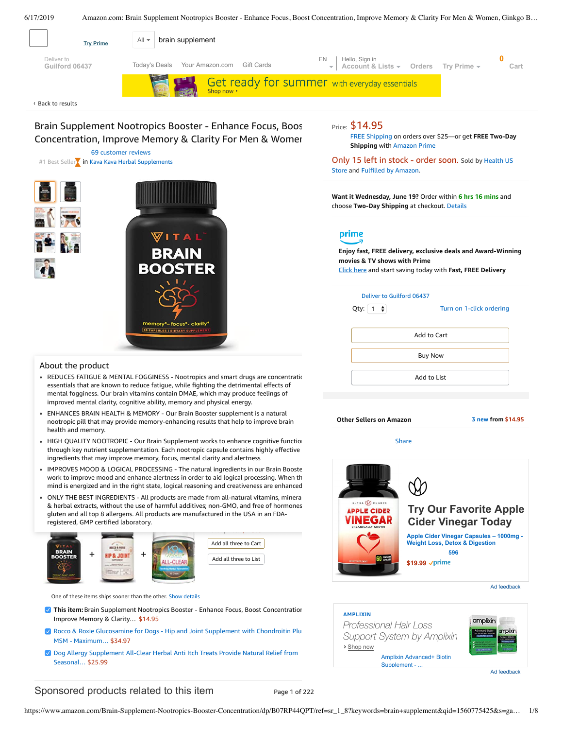Try Prime

All brain supplement

Deliver to Guilford 06437 | Today's Deals | Your Amazon.com | Gift Cards | EN | Hello, Sign in Account & Lists | Orders | Try Prime | 0 Cart

Get ready for summer with everyday essentials
Shop now ›

‹ Back to results

# Brain Supplement Nootropics Booster - Enhance Focus, Boost Concentration, Improve Memory & Clarity For Men & Women

69 customer reviews

#1 Best Seller in Kava Kava Herbal Supplements

Price: $14.95

FREE Shipping on orders over $25—or get **FREE Two-Day Shipping** with Amazon Prime

Only 15 left in stock - order soon. Sold by Health US Store and Fulfilled by Amazon.

**Want it Wednesday, June 19?** Order within 6 hrs 16 mins and choose **Two-Day Shipping** at checkout. Details

prime

**Enjoy fast, FREE delivery, exclusive deals and Award-Winning movies & TV shows with Prime**

Click here and start saving today with **Fast, FREE Delivery**

Deliver to Guilford 06437

Qty: 1 | Turn on 1-click ordering

Add to Cart

Buy Now

Add to List

**Other Sellers on Amazon** 3 new from $14.95

Share

## About the product

- REDUCES FATIGUE & MENTAL FOGGINESS - Nootropics and smart drugs are concentratio essentials that are known to reduce fatigue, while fighting the detrimental effects of mental fogginess. Our brain vitamins contain DMAE, which may produce feelings of improved mental clarity, cognitive ability, memory and physical energy.
- ENHANCES BRAIN HEALTH & MEMORY - Our Brain Booster supplement is a natural nootropic pill that may provide memory-enhancing results that help to improve brain health and memory.
- HIGH QUALITY NOOTROPIC - Our Brain Supplement works to enhance cognitive functio through key nutrient supplementation. Each nootropic capsule contains highly effective ingredients that may improve memory, focus, mental clarity and alertness
- IMPROVES MOOD & LOGICAL PROCESSING - The natural ingredients in our Brain Booste work to improve mood and enhance alertness in order to aid logical processing. When th mind is energized and in the right state, logical reasoning and creativeness are enhanced
- ONLY THE BEST INGREDIENTS - All products are made from all-natural vitamins, minera & herbal extracts, without the use of harmful additives; non-GMO, and free of hormones gluten and all top 8 allergens. All products are manufactured in the USA in an FDA-registered, GMP certified laboratory.

Add all three to Cart

Add all three to List

One of these items ships sooner than the other. Show details

- **This item:** Brain Supplement Nootropics Booster - Enhance Focus, Boost Concentration Improve Memory & Clarity… $14.95
- Rocco & Roxie Glucosamine for Dogs - Hip and Joint Supplement with Chondroitin Plu MSM - Maximum… $34.97
- Dog Allergy Supplement All-Clear Herbal Anti Itch Treats Provide Natural Relief from Seasonal… $25.99

**Try Our Favorite Apple Cider Vinegar Today**

Apple Cider Vinegar Capsules – 1000mg - Weight Loss, Detox & Digestion

596

$19.99 prime

Ad feedback

AMPLIXIN

*Professional Hair Loss Support System by Amplixin*

› Shop now

Amplixin Advanced+ Biotin Supplement - …

Ad feedback

## Sponsored products related to this item

Page 1 of 222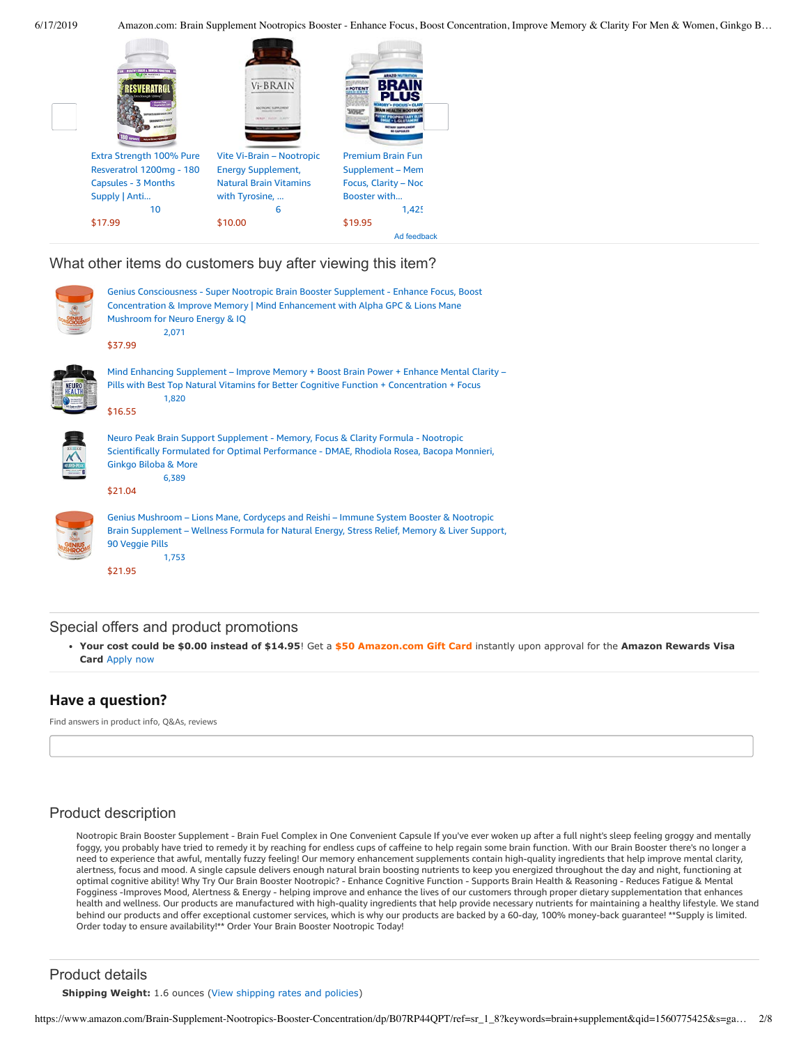Extra Strength 100% Pure Resveratrol 1200mg - 180 Capsules - 3 Months Supply | Anti...
10
$17.99

Vite Vi-Brain – Nootropic Energy Supplement, Natural Brain Vitamins with Tyrosine, ...
6
$10.00

Premium Brain Fun Supplement – Mem Focus, Clarity – Noc Booster with...
1,425
$19.95

Ad feedback

## What other items do customers buy after viewing this item?

Genius Consciousness - Super Nootropic Brain Booster Supplement - Enhance Focus, Boost Concentration & Improve Memory | Mind Enhancement with Alpha GPC & Lions Mane Mushroom for Neuro Energy & IQ
2,071
$37.99

Mind Enhancing Supplement – Improve Memory + Boost Brain Power + Enhance Mental Clarity – Pills with Best Top Natural Vitamins for Better Cognitive Function + Concentration + Focus
1,820
$16.55

Neuro Peak Brain Support Supplement - Memory, Focus & Clarity Formula - Nootropic Scientifically Formulated for Optimal Performance - DMAE, Rhodiola Rosea, Bacopa Monnieri, Ginkgo Biloba & More
6,389
$21.04

Genius Mushroom – Lions Mane, Cordyceps and Reishi – Immune System Booster & Nootropic Brain Supplement – Wellness Formula for Natural Energy, Stress Relief, Memory & Liver Support, 90 Veggie Pills
1,753
$21.95

## Special offers and product promotions

- **Your cost could be $0.00 instead of $14.95**! Get a **$50 Amazon.com Gift Card** instantly upon approval for the **Amazon Rewards Visa Card** Apply now

## Have a question?

Find answers in product info, Q&As, reviews

## Product description

Nootropic Brain Booster Supplement - Brain Fuel Complex in One Convenient Capsule If you've ever woken up after a full night's sleep feeling groggy and mentally foggy, you probably have tried to remedy it by reaching for endless cups of caffeine to help regain some brain function. With our Brain Booster there's no longer a need to experience that awful, mentally fuzzy feeling! Our memory enhancement supplements contain high-quality ingredients that help improve mental clarity, alertness, focus and mood. A single capsule delivers enough natural brain boosting nutrients to keep you energized throughout the day and night, functioning at optimal cognitive ability! Why Try Our Brain Booster Nootropic? - Enhance Cognitive Function - Supports Brain Health & Reasoning - Reduces Fatigue & Mental Fogginess -Improves Mood, Alertness & Energy - helping improve and enhance the lives of our customers through proper dietary supplementation that enhances health and wellness. Our products are manufactured with high-quality ingredients that help provide necessary nutrients for maintaining a healthy lifestyle. We stand behind our products and offer exceptional customer services, which is why our products are backed by a 60-day, 100% money-back guarantee! **Supply is limited. Order today to ensure availability!** Order Your Brain Booster Nootropic Today!

## Product details

**Shipping Weight:** 1.6 ounces (View shipping rates and policies)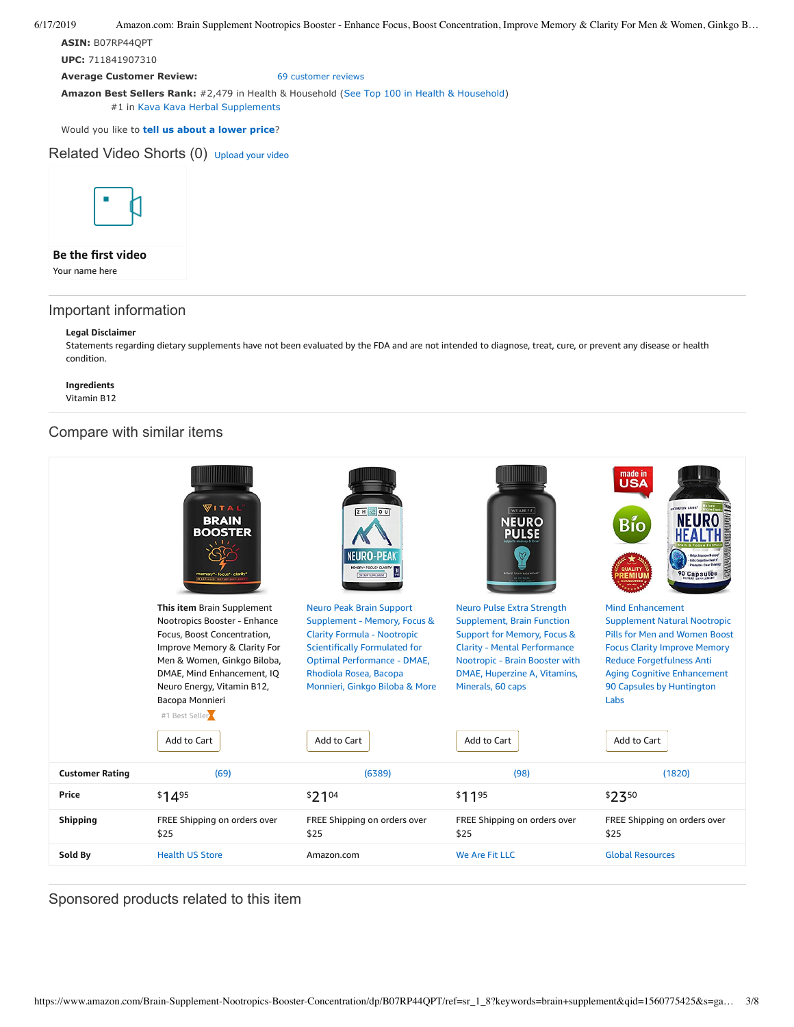**ASIN:** B07RP44QPT

**UPC:** 711841907310

**Average Customer Review:** 69 customer reviews

**Amazon Best Sellers Rank:** #2,479 in Health & Household (See Top 100 in Health & Household)
#1 in Kava Kava Herbal Supplements

Would you like to **tell us about a lower price**?

## Related Video Shorts (0) Upload your video

**Be the first video**

Your name here

## Important information

**Legal Disclaimer**

Statements regarding dietary supplements have not been evaluated by the FDA and are not intended to diagnose, treat, cure, or prevent any disease or health condition.

**Ingredients**

Vitamin B12

## Compare with similar items

| | **This item** Brain Supplement Nootropics Booster - Enhance Focus, Boost Concentration, Improve Memory & Clarity For Men & Women, Ginkgo Biloba, DMAE, Mind Enhancement, IQ Neuro Energy, Vitamin B12, Bacopa Monnieri (#1 Best Seller) | Neuro Peak Brain Support Supplement - Memory, Focus & Clarity Formula - Nootropic Scientifically Formulated for Optimal Performance - DMAE, Rhodiola Rosea, Bacopa Monnieri, Ginkgo Biloba & More | Neuro Pulse Extra Strength Supplement, Brain Function Support for Memory, Focus & Clarity - Mental Performance Nootropic - Brain Booster with DMAE, Huperzine A, Vitamins, Minerals, 60 caps | Mind Enhancement Supplement Natural Nootropic Pills for Men and Women Boost Focus Clarity Improve Memory Reduce Forgetfulness Anti Aging Cognitive Enhancement 90 Capsules by Huntington Labs |
|---|---|---|---|---|
| | Add to Cart | Add to Cart | Add to Cart | Add to Cart |
| **Customer Rating** | (69) | (6389) | (98) | (1820) |
| **Price** | $14.95 | $21.04 | $11.95 | $23.50 |
| **Shipping** | FREE Shipping on orders over $25 | FREE Shipping on orders over $25 | FREE Shipping on orders over $25 | FREE Shipping on orders over $25 |
| **Sold By** | Health US Store | Amazon.com | We Are Fit LLC | Global Resources |

## Sponsored products related to this item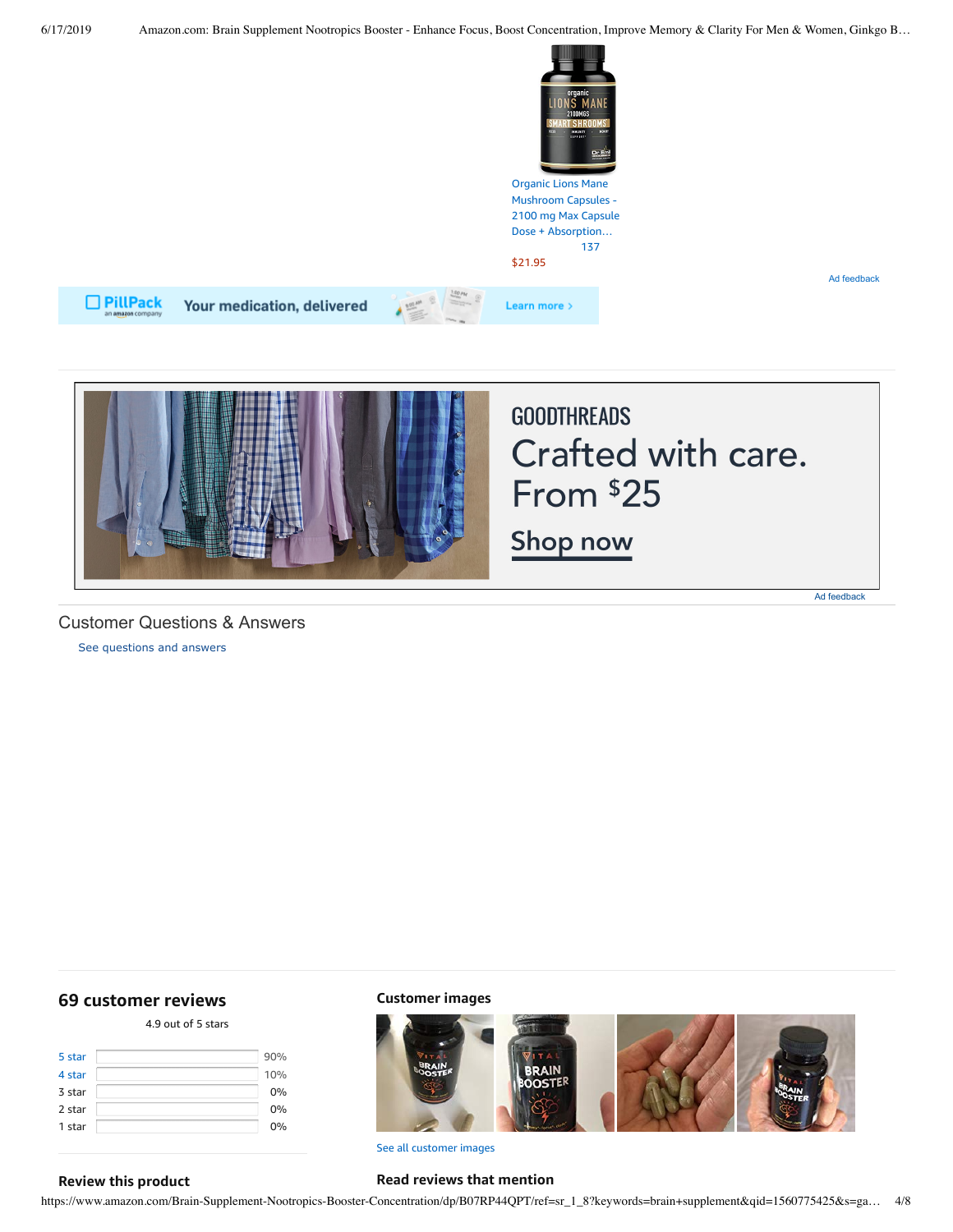Organic Lions Mane Mushroom Capsules - 2100 mg Max Capsule Dose + Absorption…

137

$21.95

Ad feedback

PillPack an amazon company Your medication, delivered Learn more ›

GOODTHREADS

Crafted with care. From $25

Shop now

Ad feedback

## Customer Questions & Answers

See questions and answers

## 69 customer reviews

4.9 out of 5 stars

| Rating | Percentage |
|---|---|
| 5 star | 90% |
| 4 star | 10% |
| 3 star | 0% |
| 2 star | 0% |
| 1 star | 0% |

### Customer images

See all customer images

### Review this product

### Read reviews that mention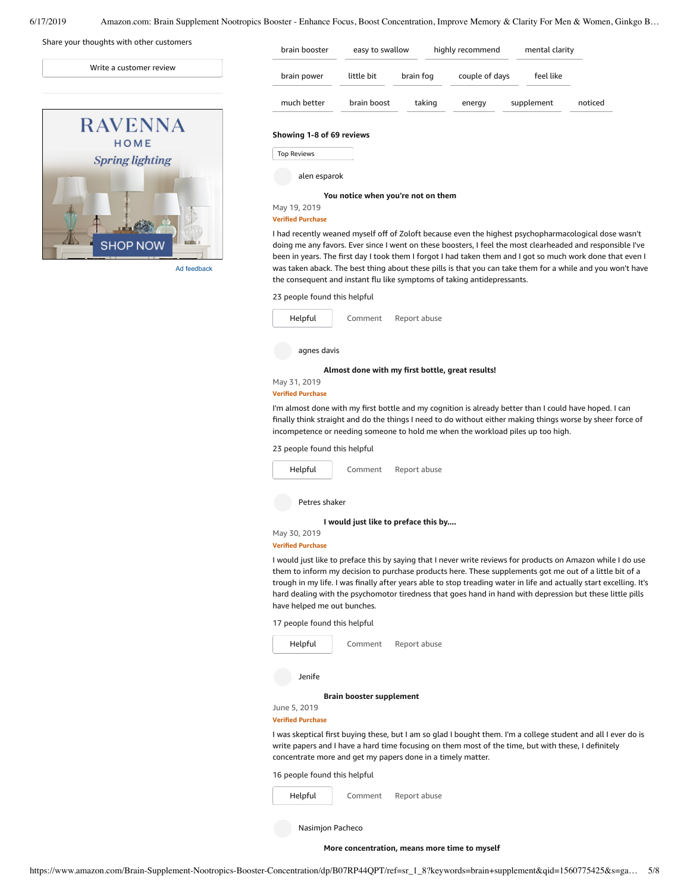Share your thoughts with other customers

Write a customer review

RAVENNA HOME Spring lighting SHOP NOW

Ad feedback

brain booster | easy to swallow | highly recommend | mental clarity

brain power | little bit | brain fog | couple of days | feel like

much better | brain boost | taking | energy | supplement | noticed

**Showing 1-8 of 69 reviews**

Top Reviews

alen esparok

**You notice when you're not on them**

May 19, 2019

Verified Purchase

I had recently weaned myself off of Zoloft because even the highest psychopharmacological dose wasn't doing me any favors. Ever since I went on these boosters, I feel the most clearheaded and responsible I've been in years. The first day I took them I forgot I had taken them and I got so much work done that even I was taken aback. The best thing about these pills is that you can take them for a while and you won't have the consequent and instant flu like symptoms of taking antidepressants.

23 people found this helpful

Helpful | Comment | Report abuse

agnes davis

**Almost done with my first bottle, great results!**

May 31, 2019

Verified Purchase

I'm almost done with my first bottle and my cognition is already better than I could have hoped. I can finally think straight and do the things I need to do without either making things worse by sheer force of incompetence or needing someone to hold me when the workload piles up too high.

23 people found this helpful

Helpful | Comment | Report abuse

Petres shaker

**I would just like to preface this by....**

May 30, 2019

Verified Purchase

I would just like to preface this by saying that I never write reviews for products on Amazon while I do use them to inform my decision to purchase products here. These supplements got me out of a little bit of a trough in my life. I was finally after years able to stop treading water in life and actually start excelling. It's hard dealing with the psychomotor tiredness that goes hand in hand with depression but these little pills have helped me out bunches.

17 people found this helpful

Helpful | Comment | Report abuse

Jenife

**Brain booster supplement**

June 5, 2019

Verified Purchase

I was skeptical first buying these, but I am so glad I bought them. I'm a college student and all I ever do is write papers and I have a hard time focusing on them most of the time, but with these, I definitely concentrate more and get my papers done in a timely matter.

16 people found this helpful

Helpful | Comment | Report abuse

Nasimjon Pacheco

**More concentration, means more time to myself**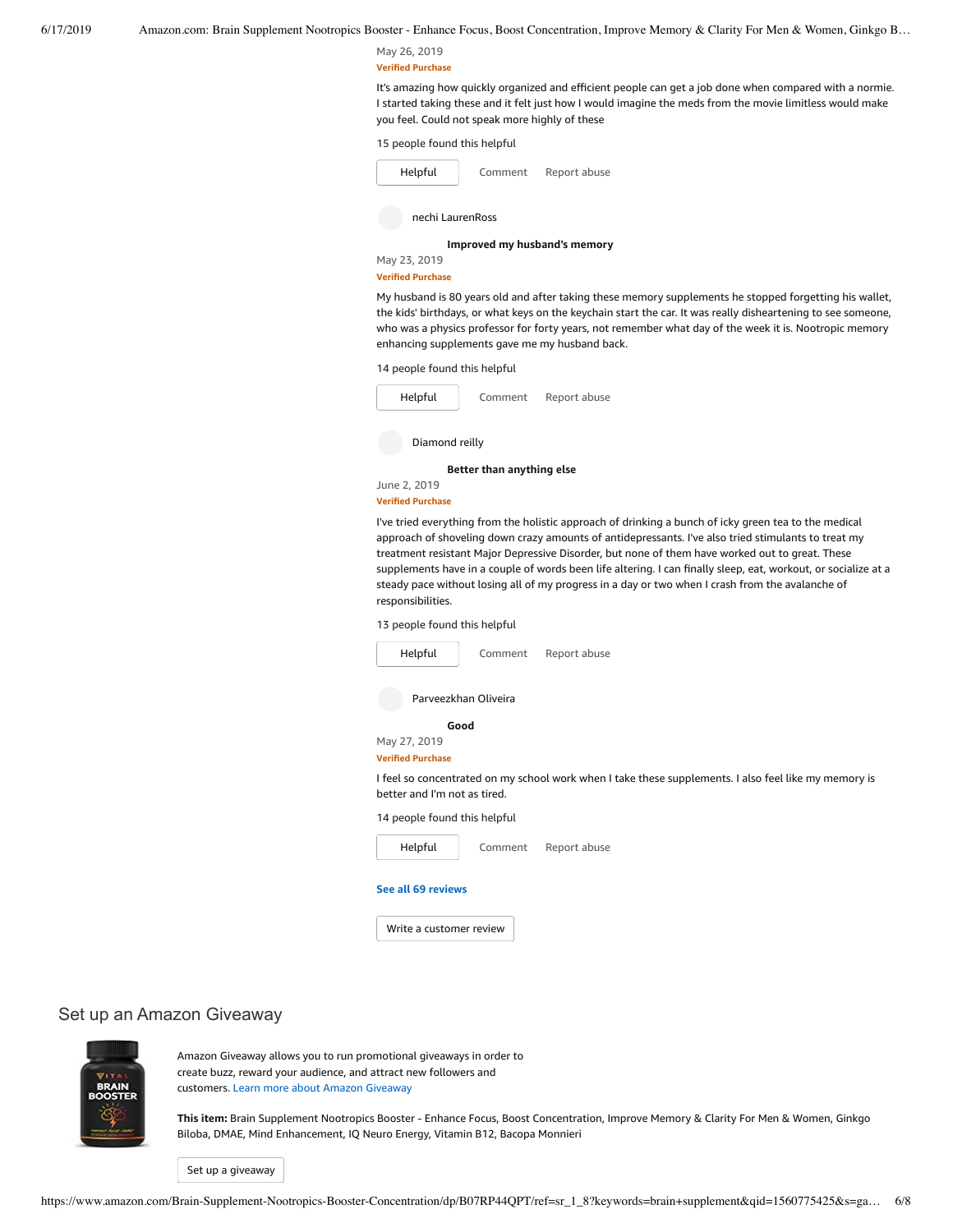May 26, 2019

**Verified Purchase**

It's amazing how quickly organized and efficient people can get a job done when compared with a normie. I started taking these and it felt just how I would imagine the meds from the movie limitless would make you feel. Could not speak more highly of these

15 people found this helpful

Helpful | Comment | Report abuse

nechi LaurenRoss

**Improved my husband's memory**

May 23, 2019

**Verified Purchase**

My husband is 80 years old and after taking these memory supplements he stopped forgetting his wallet, the kids' birthdays, or what keys on the keychain start the car. It was really disheartening to see someone, who was a physics professor for forty years, not remember what day of the week it is. Nootropic memory enhancing supplements gave me my husband back.

14 people found this helpful

Helpful | Comment | Report abuse

Diamond reilly

**Better than anything else**

June 2, 2019

**Verified Purchase**

I've tried everything from the holistic approach of drinking a bunch of icky green tea to the medical approach of shoveling down crazy amounts of antidepressants. I've also tried stimulants to treat my treatment resistant Major Depressive Disorder, but none of them have worked out to great. These supplements have in a couple of words been life altering. I can finally sleep, eat, workout, or socialize at a steady pace without losing all of my progress in a day or two when I crash from the avalanche of responsibilities.

13 people found this helpful

Helpful | Comment | Report abuse

Parveezkhan Oliveira

**Good**

May 27, 2019

**Verified Purchase**

I feel so concentrated on my school work when I take these supplements. I also feel like my memory is better and I'm not as tired.

14 people found this helpful

Helpful | Comment | Report abuse

**See all 69 reviews**

Write a customer review

## Set up an Amazon Giveaway

Amazon Giveaway allows you to run promotional giveaways in order to create buzz, reward your audience, and attract new followers and customers. Learn more about Amazon Giveaway

**This item:** Brain Supplement Nootropics Booster - Enhance Focus, Boost Concentration, Improve Memory & Clarity For Men & Women, Ginkgo Biloba, DMAE, Mind Enhancement, IQ Neuro Energy, Vitamin B12, Bacopa Monnieri

Set up a giveaway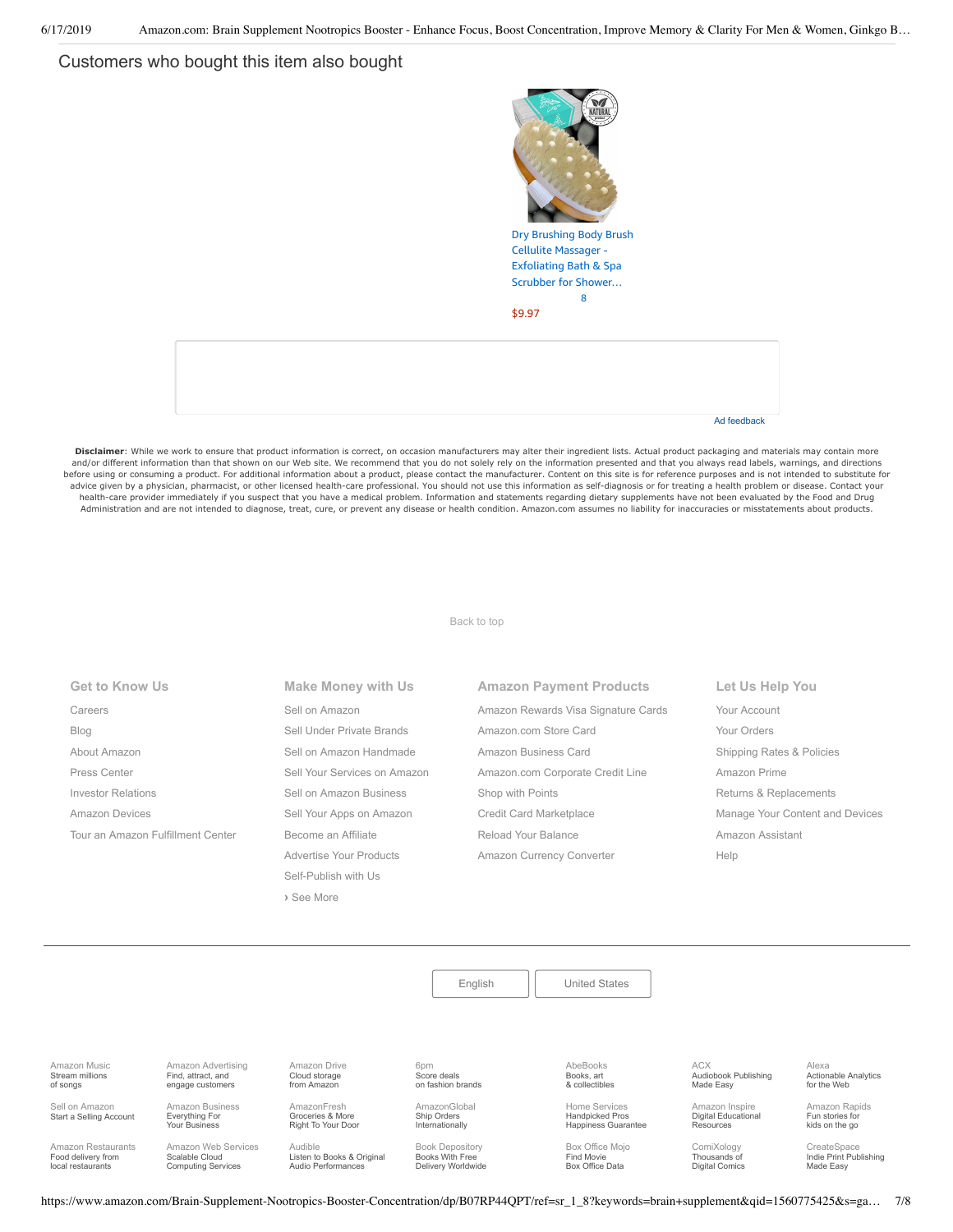## Customers who bought this item also bought

Dry Brushing Body Brush Cellulite Massager - Exfoliating Bath & Spa Scrubber for Shower…

8

$9.97

Ad feedback

**Disclaimer**: While we work to ensure that product information is correct, on occasion manufacturers may alter their ingredient lists. Actual product packaging and materials may contain more and/or different information than that shown on our Web site. We recommend that you do not solely rely on the information presented and that you always read labels, warnings, and directions before using or consuming a product. For additional information about a product, please contact the manufacturer. Content on this site is for reference purposes and is not intended to substitute for advice given by a physician, pharmacist, or other licensed health-care professional. You should not use this information as self-diagnosis or for treating a health problem or disease. Contact your health-care provider immediately if you suspect that you have a medical problem. Information and statements regarding dietary supplements have not been evaluated by the Food and Drug Administration and are not intended to diagnose, treat, cure, or prevent any disease or health condition. Amazon.com assumes no liability for inaccuracies or misstatements about products.

Back to top

### Get to Know Us

- Careers
- Blog
- About Amazon
- Press Center
- Investor Relations
- Amazon Devices
- Tour an Amazon Fulfillment Center

### Make Money with Us

- Sell on Amazon
- Sell Under Private Brands
- Sell on Amazon Handmade
- Sell Your Services on Amazon
- Sell on Amazon Business
- Sell Your Apps on Amazon
- Become an Affiliate
- Advertise Your Products
- Self-Publish with Us
- › See More

### Amazon Payment Products

- Amazon Rewards Visa Signature Cards
- Amazon.com Store Card
- Amazon Business Card
- Amazon.com Corporate Credit Line
- Shop with Points
- Credit Card Marketplace
- Reload Your Balance
- Amazon Currency Converter

### Let Us Help You

- Your Account
- Your Orders
- Shipping Rates & Policies
- Amazon Prime
- Returns & Replacements
- Manage Your Content and Devices
- Amazon Assistant
- Help

English | United States

| | | | | | | |
|---|---|---|---|---|---|---|
| Amazon Music Stream millions of songs | Amazon Advertising Find, attract, and engage customers | Amazon Drive Cloud storage from Amazon | 6pm Score deals on fashion brands | AbeBooks Books, art & collectibles | ACX Audiobook Publishing Made Easy | Alexa Actionable Analytics for the Web |
| Sell on Amazon Start a Selling Account | Amazon Business Everything For Your Business | AmazonFresh Groceries & More Right To Your Door | AmazonGlobal Ship Orders Internationally | Home Services Handpicked Pros Happiness Guarantee | Amazon Inspire Digital Educational Resources | Amazon Rapids Fun stories for kids on the go |
| Amazon Restaurants Food delivery from local restaurants | Amazon Web Services Scalable Cloud Computing Services | Audible Listen to Books & Original Audio Performances | Book Depository Books With Free Delivery Worldwide | Box Office Mojo Find Movie Box Office Data | ComiXology Thousands of Digital Comics | CreateSpace Indie Print Publishing Made Easy |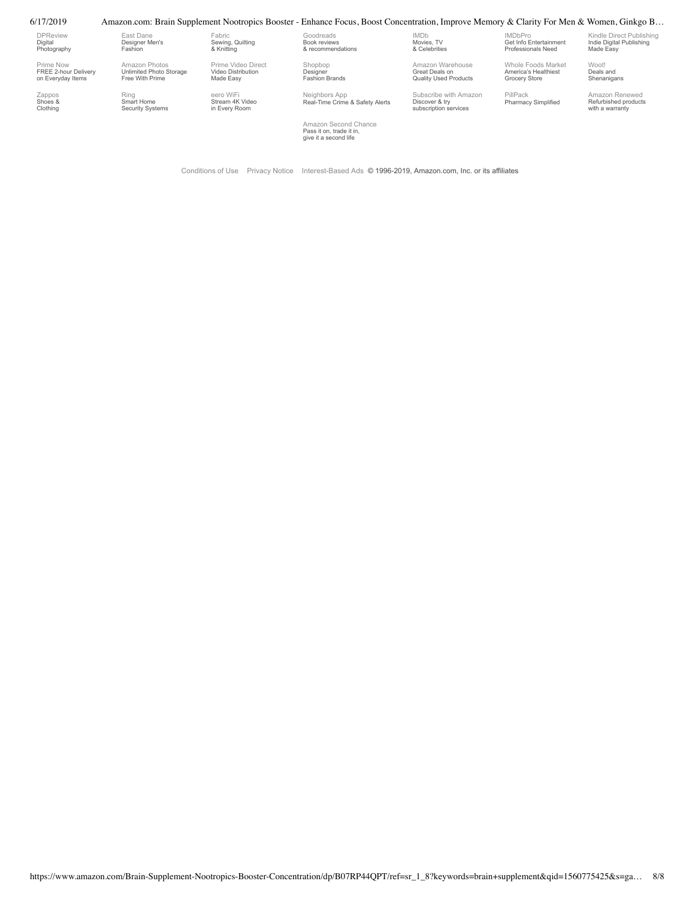| | | | | | | |
|---|---|---|---|---|---|---|
| DPReview<br>Digital<br>Photography | East Dane<br>Designer Men's<br>Fashion | Fabric<br>Sewing, Quilting<br>& Knitting | Goodreads<br>Book reviews<br>& recommendations | IMDb<br>Movies, TV<br>& Celebrities | IMDbPro<br>Get Info Entertainment<br>Professionals Need | Kindle Direct Publishing<br>Indie Digital Publishing<br>Made Easy |
| Prime Now<br>FREE 2-hour Delivery<br>on Everyday Items | Amazon Photos<br>Unlimited Photo Storage<br>Free With Prime | Prime Video Direct<br>Video Distribution<br>Made Easy | Shopbop<br>Designer<br>Fashion Brands | Amazon Warehouse<br>Great Deals on<br>Quality Used Products | Whole Foods Market<br>America's Healthiest<br>Grocery Store | Woot!<br>Deals and<br>Shenanigans |
| Zappos<br>Shoes &<br>Clothing | Ring<br>Smart Home<br>Security Systems | eero WiFi<br>Stream 4K Video<br>in Every Room | Neighbors App<br>Real-Time Crime & Safety Alerts | Subscribe with Amazon<br>Discover & try<br>subscription services | PillPack<br>Pharmacy Simplified | Amazon Renewed<br>Refurbished products<br>with a warranty |
| | | | Amazon Second Chance<br>Pass it on, trade it in,<br>give it a second life | | | |

Conditions of Use Privacy Notice Interest-Based Ads © 1996-2019, Amazon.com, Inc. or its affiliates